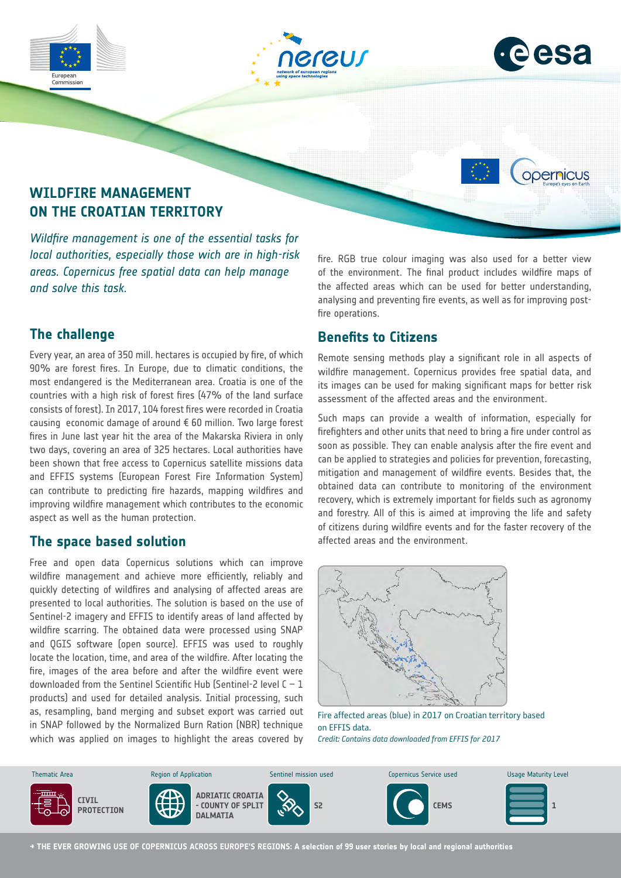# WILDFIRE MANAGEMENT ON THE CROATIAN TERRITORY

*Wildfire management is one of the essential tasks for local authorities, especially those wich are in high-risk areas. Copernicus free spatial data can help manage and solve this task.*

## The challenge

Every year, an area of 350 mill. hectares is occupied by fire, of which 90% are forest fires. In Europe, due to climatic conditions, the most endangered is the Mediterranean area. Croatia is one of the countries with a high risk of forest fires (47% of the land surface consists of forest). In 2017, 104 forest fires were recorded in Croatia causing economic damage of around € 60 million. Two large forest fires in June last year hit the area of the Makarska Riviera in only two days, covering an area of 325 hectares. Local authorities have been shown that free access to Copernicus satellite missions data and EFFIS systems (European Forest Fire Information System) can contribute to predicting fire hazards, mapping wildfires and improving wildfire management which contributes to the economic aspect as well as the human protection.

## The space based solution

Free and open data Copernicus solutions which can improve wildfire management and achieve more efficiently, reliably and quickly detecting of wildfires and analysing of affected areas are presented to local authorities. The solution is based on the use of Sentinel-2 imagery and EFFIS to identify areas of land affected by wildfire scarring. The obtained data were processed using SNAP and QGIS software (open source). EFFIS was used to roughly locate the location, time, and area of the wildfire. After locating the fire, images of the area before and after the wildfire event were downloaded from the Sentinel Scientific Hub (Sentinel-2 level C – 1 products) and used for detailed analysis. Initial processing, such as, resampling, band merging and subset export was carried out in SNAP followed by the Normalized Burn Ration (NBR) technique which was applied on images to highlight the areas covered by fire. RGB true colour imaging was also used for a better view of the environment. The final product includes wildfire maps of the affected areas which can be used for better understanding, analysing and preventing fire events, as well as for improving post-fire operations.

## Benefits to Citizens

Remote sensing methods play a significant role in all aspects of wildfire management. Copernicus provides free spatial data, and its images can be used for making significant maps for better risk assessment of the affected areas and the environment.

Such maps can provide a wealth of information, especially for firefighters and other units that need to bring a fire under control as soon as possible. They can enable analysis after the fire event and can be applied to strategies and policies for prevention, forecasting, mitigation and management of wildfire events. Besides that, the obtained data can contribute to monitoring of the environment recovery, which is extremely important for fields such as agronomy and forestry. All of this is aimed at improving the life and safety of citizens during wildfire events and for the faster recovery of the affected areas and the environment.

Fire affected areas (blue) in 2017 on Croatian territory based on EFFIS data.
*Credit: Contains data downloaded from EFFIS for 2017*

| Thematic Area | Region of Application | Sentinel mission used | Copernicus Service used | Usage Maturity Level |
| --- | --- | --- | --- | --- |
| CIVIL PROTECTION | ADRIATIC CROATIA - COUNTY OF SPLIT DALMATIA | S2 | CEMS | 1 |

→ THE EVER GROWING USE OF COPERNICUS ACROSS EUROPE'S REGIONS: A selection of 99 user stories by local and regional authorities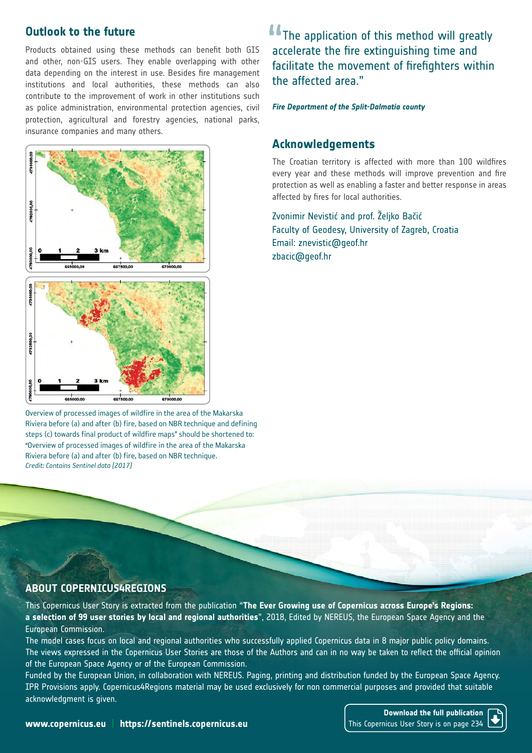## Outlook to the future

Products obtained using these methods can benefit both GIS and other, non-GIS users. They enable overlapping with other data depending on the interest in use. Besides fire management institutions and local authorities, these methods can also contribute to the improvement of work in other institutions such as police administration, environmental protection agencies, civil protection, agricultural and forestry agencies, national parks, insurance companies and many others.

4795000,00
4792500,00
4790000,00
0 1 2 3 km
665000,00
667500,00
670000,00

4795000,00
4792500,00
4790000,00
0 1 2 3 km
665000,00
667500,00
670000,00

Overview of processed images of wildfire in the area of the Makarska Riviera before (a) and after (b) fire, based on NBR technique and defining steps (c) towards final product of wildfire maps" should be shortened to: "Overview of processed images of wildfire in the area of the Makarska Riviera before (a) and after (b) fire, based on NBR technique.
*Credit: Contains Sentinel data [2017]*

> "The application of this method will greatly accelerate the fire extinguishing time and facilitate the movement of firefighters within the affected area."

***Fire Department of the Split-Dalmatia county***

## Acknowledgements

The Croatian territory is affected with more than 100 wildfires every year and these methods will improve prevention and fire protection as well as enabling a faster and better response in areas affected by fires for local authorities.

Zvonimir Nevistić and prof. Željko Bačić
Faculty of Geodesy, University of Zagreb, Croatia
Email: znevistic@geof.hr
zbacic@geof.hr

## ABOUT COPERNICUS4REGIONS

This Copernicus User Story is extracted from the publication "**The Ever Growing use of Copernicus across Europe's Regions: a selection of 99 user stories by local and regional authorities**", 2018, Edited by NEREUS, the European Space Agency and the European Commission.
The model cases focus on local and regional authorities who successfully applied Copernicus data in 8 major public policy domains. The views expressed in the Copernicus User Stories are those of the Authors and can in no way be taken to reflect the official opinion of the European Space Agency or of the European Commission.
Funded by the European Union, in collaboration with NEREUS. Paging, printing and distribution funded by the European Space Agency. IPR Provisions apply. Copernicus4Regions material may be used exclusively for non commercial purposes and provided that suitable acknowledgment is given.

**www.copernicus.eu** | **https://sentinels.copernicus.eu**

**Download the full publication**
This Copernicus User Story is on page 234